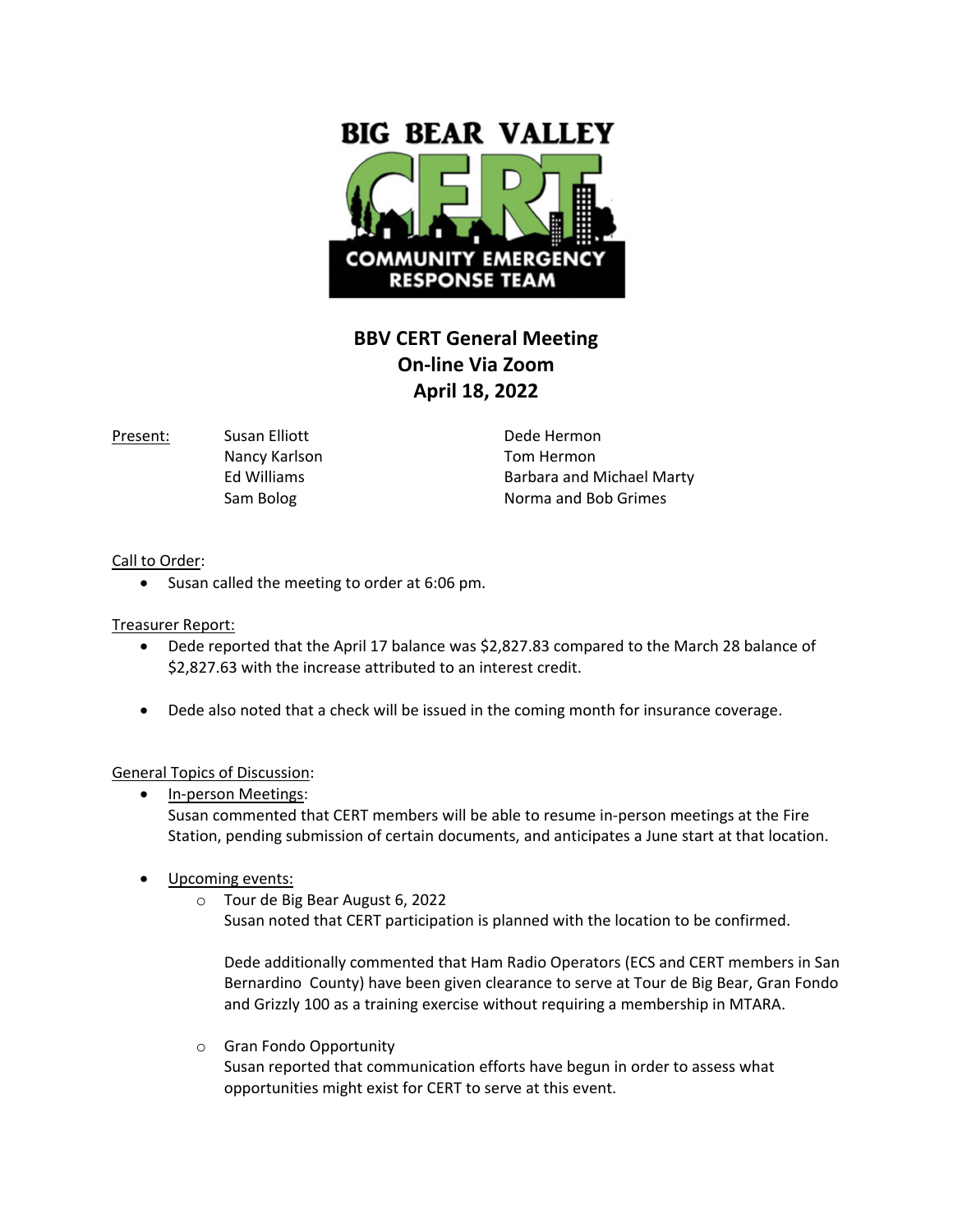# BIG BEAR VALLEY CERT COMMUNITY EMERGENCY RESPONSE TEAM

## BBV CERT General Meeting
## On-line Via Zoom
## April 18, 2022

Present:

| Susan Elliott | Dede Hermon |
|---|---|
| Nancy Karlson | Tom Hermon |
| Ed Williams | Barbara and Michael Marty |
| Sam Bolog | Norma and Bob Grimes |

Call to Order:

- Susan called the meeting to order at 6:06 pm.

Treasurer Report:

- Dede reported that the April 17 balance was $2,827.83 compared to the March 28 balance of $2,827.63 with the increase attributed to an interest credit.
- Dede also noted that a check will be issued in the coming month for insurance coverage.

General Topics of Discussion:

- In-person Meetings:
  Susan commented that CERT members will be able to resume in-person meetings at the Fire Station, pending submission of certain documents, and anticipates a June start at that location.
- Upcoming events:
  - Tour de Big Bear August 6, 2022
    Susan noted that CERT participation is planned with the location to be confirmed.

    Dede additionally commented that Ham Radio Operators (ECS and CERT members in San Bernardino County) have been given clearance to serve at Tour de Big Bear, Gran Fondo and Grizzly 100 as a training exercise without requiring a membership in MTARA.
  - Gran Fondo Opportunity
    Susan reported that communication efforts have begun in order to assess what opportunities might exist for CERT to serve at this event.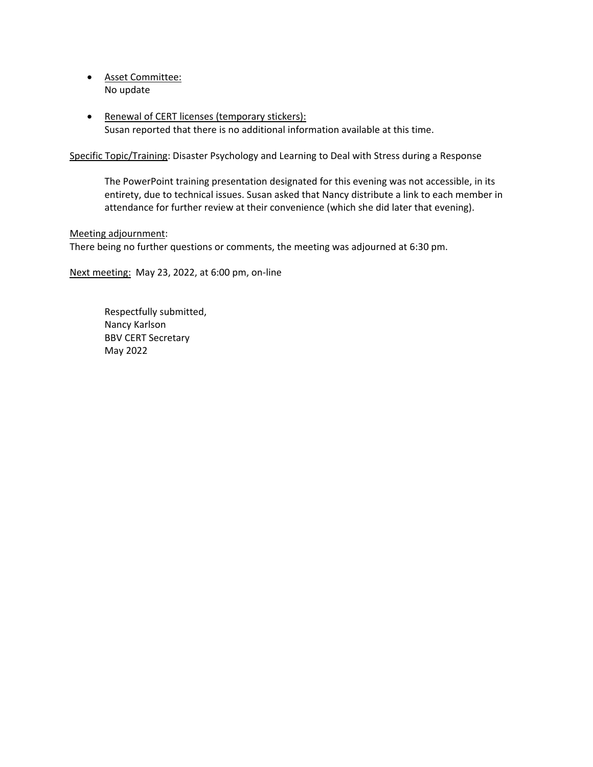- <u>Asset Committee:</u>
  No update

- <u>Renewal of CERT licenses (temporary stickers):</u>
  Susan reported that there is no additional information available at this time.

<u>Specific Topic/Training</u>: Disaster Psychology and Learning to Deal with Stress during a Response

> The PowerPoint training presentation designated for this evening was not accessible, in its entirety, due to technical issues. Susan asked that Nancy distribute a link to each member in attendance for further review at their convenience (which she did later that evening).

<u>Meeting adjournment</u>:
There being no further questions or comments, the meeting was adjourned at 6:30 pm.

<u>Next meeting:</u> May 23, 2022, at 6:00 pm, on-line

> Respectfully submitted,
> Nancy Karlson
> BBV CERT Secretary
> May 2022